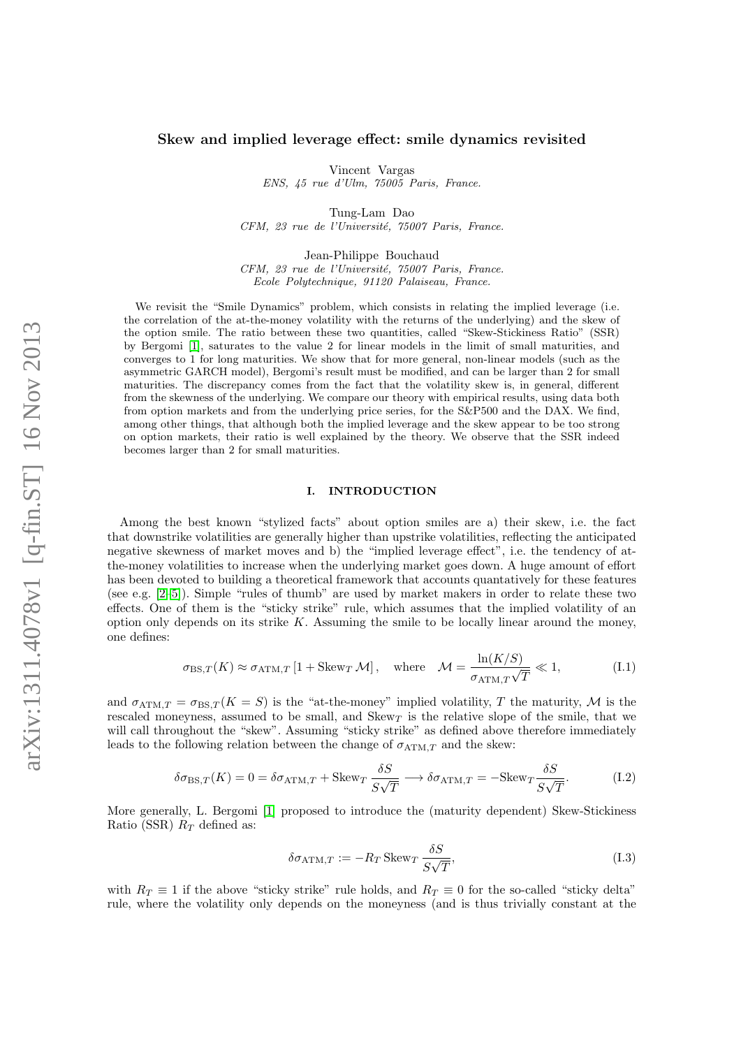# Skew and implied leverage effect: smile dynamics revisited

Vincent Vargas
*ENS, 45 rue d'Ulm, 75005 Paris, France.*

Tung-Lam Dao
*CFM, 23 rue de l'Université, 75007 Paris, France.*

Jean-Philippe Bouchaud
*CFM, 23 rue de l'Université, 75007 Paris, France.*
*Ecole Polytechnique, 91120 Palaiseau, France.*

We revisit the "Smile Dynamics" problem, which consists in relating the implied leverage (i.e. the correlation of the at-the-money volatility with the returns of the underlying) and the skew of the option smile. The ratio between these two quantities, called "Skew-Stickiness Ratio" (SSR) by Bergomi [1], saturates to the value 2 for linear models in the limit of small maturities, and converges to 1 for long maturities. We show that for more general, non-linear models (such as the asymmetric GARCH model), Bergomi's result must be modified, and can be larger than 2 for small maturities. The discrepancy comes from the fact that the volatility skew is, in general, different from the skewness of the underlying. We compare our theory with empirical results, using data both from option markets and from the underlying price series, for the S&P500 and the DAX. We find, among other things, that although both the implied leverage and the skew appear to be too strong on option markets, their ratio is well explained by the theory. We observe that the SSR indeed becomes larger than 2 for small maturities.

## I. INTRODUCTION

Among the best known "stylized facts" about option smiles are a) their skew, i.e. the fact that downstrike volatilities are generally higher than upstrike volatilities, reflecting the anticipated negative skewness of market moves and b) the "implied leverage effect", i.e. the tendency of at-the-money volatilities to increase when the underlying market goes down. A huge amount of effort has been devoted to building a theoretical framework that accounts quantatively for these features (see e.g. [2–5]). Simple "rules of thumb" are used by market makers in order to relate these two effects. One of them is the "sticky strike" rule, which assumes that the implied volatility of an option only depends on its strike $K$. Assuming the smile to be locally linear around the money, one defines:

$$\sigma_{\mathrm{BS},T}(K) \approx \sigma_{\mathrm{ATM},T}\left[1 + \mathrm{Skew}_T\,\mathcal{M}\right], \quad \text{where} \quad \mathcal{M} = \frac{\ln(K/S)}{\sigma_{\mathrm{ATM},T}\sqrt{T}} \ll 1, \tag{I.1}$$

and $\sigma_{\mathrm{ATM},T} = \sigma_{\mathrm{BS},T}(K = S)$ is the "at-the-money" implied volatility, $T$ the maturity, $\mathcal{M}$ is the rescaled moneyness, assumed to be small, and $\mathrm{Skew}_T$ is the relative slope of the smile, that we will call throughout the "skew". Assuming "sticky strike" as defined above therefore immediately leads to the following relation between the change of $\sigma_{\mathrm{ATM},T}$ and the skew:

$$\delta\sigma_{\mathrm{BS},T}(K) = 0 = \delta\sigma_{\mathrm{ATM},T} + \mathrm{Skew}_T\,\frac{\delta S}{S\sqrt{T}} \longrightarrow \delta\sigma_{\mathrm{ATM},T} = -\mathrm{Skew}_T\,\frac{\delta S}{S\sqrt{T}}. \tag{I.2}$$

More generally, L. Bergomi [1] proposed to introduce the (maturity dependent) Skew-Stickiness Ratio (SSR) $R_T$ defined as:

$$\delta\sigma_{\mathrm{ATM},T} := -R_T\,\mathrm{Skew}_T\,\frac{\delta S}{S\sqrt{T}}, \tag{I.3}$$

with $R_T \equiv 1$ if the above "sticky strike" rule holds, and $R_T \equiv 0$ for the so-called "sticky delta" rule, where the volatility only depends on the moneyness (and is thus trivially constant at the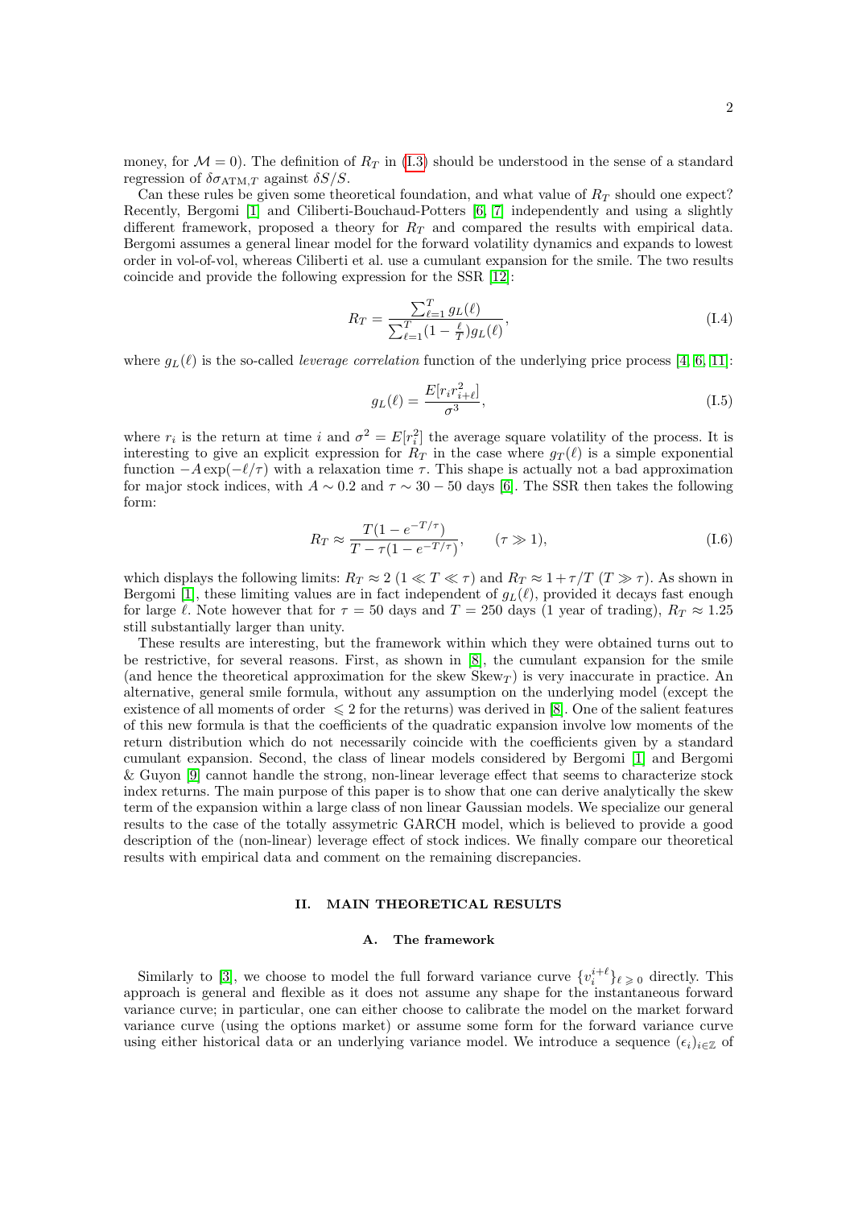money, for $\mathcal{M} = 0$). The definition of $R_T$ in (I.3) should be understood in the sense of a standard regression of $\delta\sigma_{\text{ATM},T}$ against $\delta S/S$.

Can these rules be given some theoretical foundation, and what value of $R_T$ should one expect? Recently, Bergomi [1] and Ciliberti-Bouchaud-Potters [6, 7] independently and using a slightly different framework, proposed a theory for $R_T$ and compared the results with empirical data. Bergomi assumes a general linear model for the forward volatility dynamics and expands to lowest order in vol-of-vol, whereas Ciliberti et al. use a cumulant expansion for the smile. The two results coincide and provide the following expression for the SSR [12]:

$$R_T = \frac{\sum_{\ell=1}^{T} g_L(\ell)}{\sum_{\ell=1}^{T}(1-\frac{\ell}{T})g_L(\ell)}, \tag{I.4}$$

where $g_L(\ell)$ is the so-called *leverage correlation* function of the underlying price process [4, 6, 11]:

$$g_L(\ell) = \frac{E[r_i r_{i+\ell}^2]}{\sigma^3}, \tag{I.5}$$

where $r_i$ is the return at time $i$ and $\sigma^2 = E[r_i^2]$ the average square volatility of the process. It is interesting to give an explicit expression for $R_T$ in the case where $g_T(\ell)$ is a simple exponential function $-A\exp(-\ell/\tau)$ with a relaxation time $\tau$. This shape is actually not a bad approximation for major stock indices, with $A \sim 0.2$ and $\tau \sim 30-50$ days [6]. The SSR then takes the following form:

$$R_T \approx \frac{T(1-e^{-T/\tau})}{T-\tau(1-e^{-T/\tau})}, \qquad (\tau \gg 1), \tag{I.6}$$

which displays the following limits: $R_T \approx 2$ ($1 \ll T \ll \tau$) and $R_T \approx 1+\tau/T$ ($T \gg \tau$). As shown in Bergomi [1], these limiting values are in fact independent of $g_L(\ell)$, provided it decays fast enough for large $\ell$. Note however that for $\tau = 50$ days and $T = 250$ days (1 year of trading), $R_T \approx 1.25$ still substantially larger than unity.

These results are interesting, but the framework within which they were obtained turns out to be restrictive, for several reasons. First, as shown in [8], the cumulant expansion for the smile (and hence the theoretical approximation for the skew $\text{Skew}_T$) is very inaccurate in practice. An alternative, general smile formula, without any assumption on the underlying model (except the existence of all moments of order $\leqslant 2$ for the returns) was derived in [8]. One of the salient features of this new formula is that the coefficients of the quadratic expansion involve low moments of the return distribution which do not necessarily coincide with the coefficients given by a standard cumulant expansion. Second, the class of linear models considered by Bergomi [1] and Bergomi & Guyon [9] cannot handle the strong, non-linear leverage effect that seems to characterize stock index returns. The main purpose of this paper is to show that one can derive analytically the skew term of the expansion within a large class of non linear Gaussian models. We specialize our general results to the case of the totally assymetric GARCH model, which is believed to provide a good description of the (non-linear) leverage effect of stock indices. We finally compare our theoretical results with empirical data and comment on the remaining discrepancies.

## II. MAIN THEORETICAL RESULTS

### A. The framework

Similarly to [3], we choose to model the full forward variance curve $\{v_i^{i+\ell}\}_{\ell \geqslant 0}$ directly. This approach is general and flexible as it does not assume any shape for the instantaneous forward variance curve; in particular, one can either choose to calibrate the model on the market forward variance curve (using the options market) or assume some form for the forward variance curve using either historical data or an underlying variance model. We introduce a sequence $(\epsilon_i)_{i\in\mathbb{Z}}$ of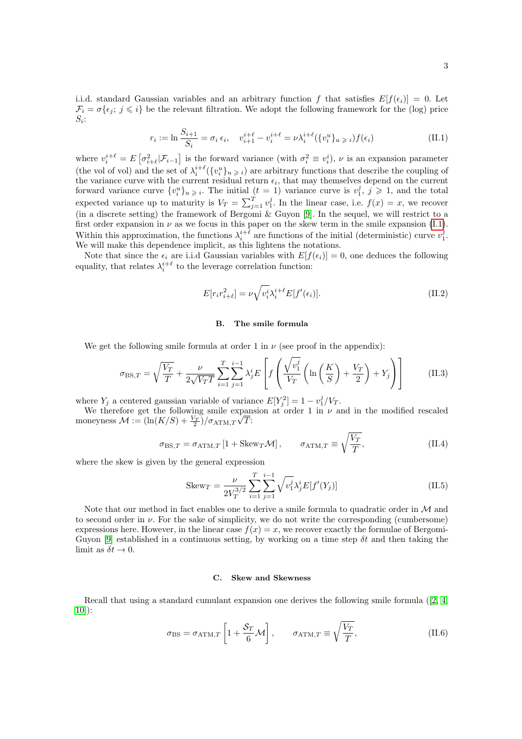i.i.d. standard Gaussian variables and an arbitrary function $f$ that satisfies $E[f(\epsilon_i)] = 0$. Let $\mathcal{F}_i = \sigma\{\epsilon_j;\, j \leqslant i\}$ be the relevant filtration. We adopt the following framework for the (log) price $S_i$:

$$r_i := \ln \frac{S_{i+1}}{S_i} = \sigma_i\, \epsilon_i, \quad v_{i+1}^{i+\ell} - v_i^{i+\ell} = \nu \lambda_i^{i+\ell}(\{v_i^u\}_{u \geqslant i}) f(\epsilon_i) \tag{II.1}$$

where $v_i^{i+\ell} = E\left[\sigma_{i+\ell}^2 | \mathcal{F}_{i-1}\right]$ is the forward variance (with $\sigma_i^2 \equiv v_i^i$), $\nu$ is an expansion parameter (the vol of vol) and the set of $\lambda_i^{i+\ell}(\{v_i^u\}_{u \geqslant i})$ are arbitrary functions that describe the coupling of the variance curve with the current residual return $\epsilon_i$, that may themselves depend on the current forward variance curve $\{v_i^u\}_{u \geqslant i}$. The initial $(t = 1)$ variance curve is $v_1^j$, $j \geqslant 1$, and the total expected variance up to maturity is $V_T = \sum_{j=1}^T v_1^j$. In the linear case, i.e. $f(x) = x$, we recover (in a discrete setting) the framework of Bergomi & Guyon [9]. In the sequel, we will restrict to a first order expansion in $\nu$ as we focus in this paper on the skew term in the smile expansion (I.1). Within this approximation, the functions $\lambda_i^{i+\ell}$ are functions of the initial (deterministic) curve $v_1^j$. We will make this dependence implicit, as this lightens the notations.

Note that since the $\epsilon_i$ are i.i.d Gaussian variables with $E[f(\epsilon_i)] = 0$, one deduces the following equality, that relates $\lambda_i^{i+\ell}$ to the leverage correlation function:

$$E[r_i r_{i+\ell}^2] = \nu \sqrt{v_i^i} \lambda_i^{i+\ell} E[f'(\epsilon_i)]. \tag{II.2}$$

### B. The smile formula

We get the following smile formula at order 1 in $\nu$ (see proof in the appendix):

$$\sigma_{\mathrm{BS},T} = \sqrt{\frac{V_T}{T}} + \frac{\nu}{2\sqrt{V_T T}} \sum_{i=1}^{T} \sum_{j=1}^{i-1} \lambda_j^i E\left[ f\left( \frac{\sqrt{v_1^j}}{V_T} \left( \ln\left(\frac{K}{S}\right) + \frac{V_T}{2} \right) + Y_j \right) \right] \tag{II.3}$$

where $Y_j$ a centered gaussian variable of variance $E[Y_j^2] = 1 - v_1^j/V_T$.

We therefore get the following smile expansion at order 1 in $\nu$ and in the modified rescaled moneyness $\mathcal{M} := (\ln(K/S) + \frac{V_T}{2})/\sigma_{\mathrm{ATM},T}\sqrt{T}$:

$$\sigma_{\mathrm{BS},T} = \sigma_{\mathrm{ATM},T} \left[1 + \mathrm{Skew}_T \mathcal{M}\right], \qquad \sigma_{\mathrm{ATM},T} \equiv \sqrt{\frac{V_T}{T}}, \tag{II.4}$$

where the skew is given by the general expression

$$\mathrm{Skew}_T = \frac{\nu}{2V_T^{3/2}} \sum_{i=1}^{T} \sum_{j=1}^{i-1} \sqrt{v_1^j} \lambda_j^i E[f'(Y_j)] \tag{II.5}$$

Note that our method in fact enables one to derive a smile formula to quadratic order in $\mathcal{M}$ and to second order in $\nu$. For the sake of simplicity, we do not write the corresponding (cumbersome) expressions here. However, in the linear case $f(x) = x$, we recover exactly the formulae of Bergomi-Guyon [9] established in a continuous setting, by working on a time step $\delta t$ and then taking the limit as $\delta t \to 0$.

### C. Skew and Skewness

Recall that using a standard cumulant expansion one derives the following smile formula ([2, 4, 10]):

$$\sigma_{\mathrm{BS}} = \sigma_{\mathrm{ATM},T} \left[1 + \frac{\mathcal{S}_T}{6} \mathcal{M}\right], \qquad \sigma_{\mathrm{ATM},T} \equiv \sqrt{\frac{V_T}{T}}, \tag{II.6}$$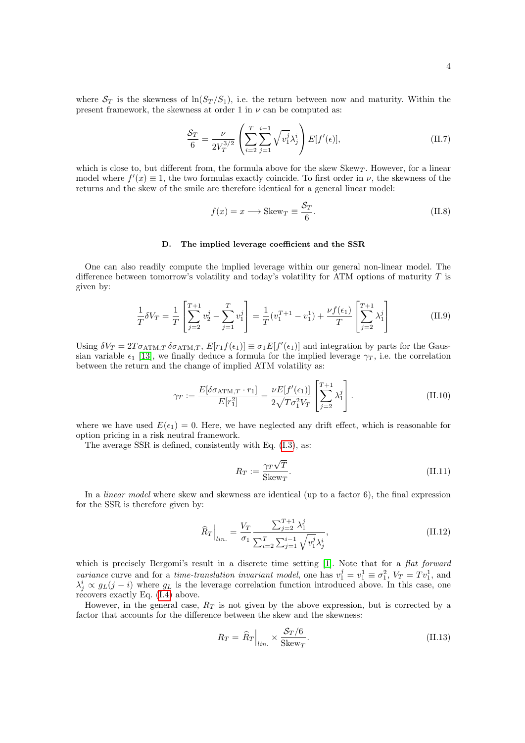where $\mathcal{S}_T$ is the skewness of $\ln(S_T/S_1)$, i.e. the return between now and maturity. Within the present framework, the skewness at order 1 in $\nu$ can be computed as:

$$\frac{\mathcal{S}_T}{6} = \frac{\nu}{2V_T^{3/2}} \left( \sum_{i=2}^{T} \sum_{j=1}^{i-1} \sqrt{v_1^j} \lambda_j^i \right) E[f'(\epsilon)], \tag{II.7}$$

which is close to, but different from, the formula above for the skew $\mathrm{Skew}_T$. However, for a linear model where $f'(x) \equiv 1$, the two formulas exactly coincide. To first order in $\nu$, the skewness of the returns and the skew of the smile are therefore identical for a general linear model:

$$f(x) = x \longrightarrow \mathrm{Skew}_T \equiv \frac{\mathcal{S}_T}{6}. \tag{II.8}$$

### D. The implied leverage coefficient and the SSR

One can also readily compute the implied leverage within our general non-linear model. The difference between tomorrow's volatility and today's volatility for ATM options of maturity $T$ is given by:

$$\frac{1}{T}\delta V_T = \frac{1}{T}\left[\sum_{j=2}^{T+1} v_2^j - \sum_{j=1}^{T} v_1^j\right] = \frac{1}{T}(v_1^{T+1} - v_1^1) + \frac{\nu f(\epsilon_1)}{T}\left[\sum_{j=2}^{T+1} \lambda_1^j\right] \tag{II.9}$$

Using $\delta V_T = 2T\sigma_{\mathrm{ATM},T}\,\delta\sigma_{\mathrm{ATM},T}$, $E[r_1 f(\epsilon_1)] \equiv \sigma_1 E[f'(\epsilon_1)]$ and integration by parts for the Gaussian variable $\epsilon_1$ [13], we finally deduce a formula for the implied leverage $\gamma_T$, i.e. the correlation between the return and the change of implied ATM volatility as:

$$\gamma_T := \frac{E[\delta\sigma_{\mathrm{ATM},T} \cdot r_1]}{E[r_1^2]} = \frac{\nu E[f'(\epsilon_1)]}{2\sqrt{T\sigma_1^2 V_T}}\left[\sum_{j=2}^{T+1} \lambda_1^j\right]. \tag{II.10}$$

where we have used $E(\epsilon_1) = 0$. Here, we have neglected any drift effect, which is reasonable for option pricing in a risk neutral framework.

The average SSR is defined, consistently with Eq. (I.3), as:

$$R_T := \frac{\gamma_T\sqrt{T}}{\mathrm{Skew}_T}. \tag{II.11}$$

In a *linear model* where skew and skewness are identical (up to a factor 6), the final expression for the SSR is therefore given by:

$$\widehat{R}_T\Big|_{lin.} = \frac{V_T}{\sigma_1}\frac{\sum_{j=2}^{T+1}\lambda_1^j}{\sum_{i=2}^{T}\sum_{j=1}^{i-1}\sqrt{v_1^j}\lambda_j^i}, \tag{II.12}$$

which is precisely Bergomi's result in a discrete time setting [1]. Note that for a *flat forward variance* curve and for a *time-translation invariant model*, one has $v_1^j = v_1^1 \equiv \sigma_1^2$, $V_T = Tv_1^1$, and $\lambda_j^i \propto g_L(j-i)$ where $g_L$ is the leverage correlation function introduced above. In this case, one recovers exactly Eq. (I.4) above.

However, in the general case, $R_T$ is not given by the above expression, but is corrected by a factor that accounts for the difference between the skew and the skewness:

$$R_T = \widehat{R}_T\Big|_{lin.} \times \frac{\mathcal{S}_T/6}{\mathrm{Skew}_T}. \tag{II.13}$$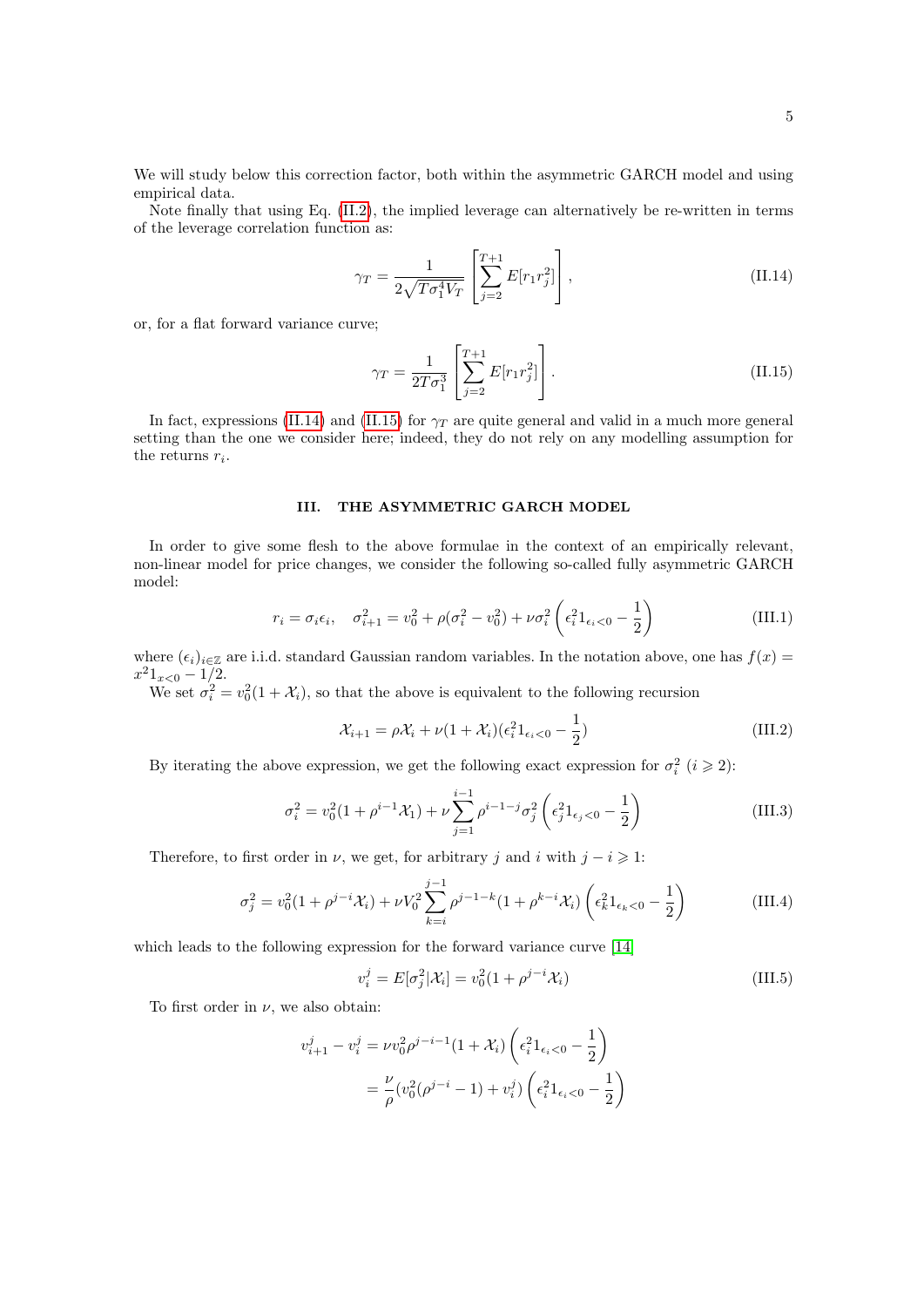We will study below this correction factor, both within the asymmetric GARCH model and using empirical data.

Note finally that using Eq. (II.2), the implied leverage can alternatively be re-written in terms of the leverage correlation function as:

$$\gamma_T = \frac{1}{2\sqrt{T\sigma_1^4 V_T}} \left[ \sum_{j=2}^{T+1} E[r_1 r_j^2] \right], \tag{II.14}$$

or, for a flat forward variance curve;

$$\gamma_T = \frac{1}{2T\sigma_1^3} \left[ \sum_{j=2}^{T+1} E[r_1 r_j^2] \right]. \tag{II.15}$$

In fact, expressions (II.14) and (II.15) for $\gamma_T$ are quite general and valid in a much more general setting than the one we consider here; indeed, they do not rely on any modelling assumption for the returns $r_i$.

## III. THE ASYMMETRIC GARCH MODEL

In order to give some flesh to the above formulae in the context of an empirically relevant, non-linear model for price changes, we consider the following so-called fully asymmetric GARCH model:

$$r_i = \sigma_i \epsilon_i, \quad \sigma_{i+1}^2 = v_0^2 + \rho(\sigma_i^2 - v_0^2) + \nu \sigma_i^2 \left( \epsilon_i^2 1_{\epsilon_i < 0} - \frac{1}{2} \right) \tag{III.1}$$

where $(\epsilon_i)_{i \in \mathbb{Z}}$ are i.i.d. standard Gaussian random variables. In the notation above, one has $f(x) = x^2 1_{x<0} - 1/2$.

We set $\sigma_i^2 = v_0^2(1 + \mathcal{X}_i)$, so that the above is equivalent to the following recursion

$$\mathcal{X}_{i+1} = \rho \mathcal{X}_i + \nu(1 + \mathcal{X}_i)(\epsilon_i^2 1_{\epsilon_i < 0} - \frac{1}{2}) \tag{III.2}$$

By iterating the above expression, we get the following exact expression for $\sigma_i^2$ ($i \geqslant 2$):

$$\sigma_i^2 = v_0^2(1 + \rho^{i-1}\mathcal{X}_1) + \nu \sum_{j=1}^{i-1} \rho^{i-1-j} \sigma_j^2 \left( \epsilon_j^2 1_{\epsilon_j < 0} - \frac{1}{2} \right) \tag{III.3}$$

Therefore, to first order in $\nu$, we get, for arbitrary $j$ and $i$ with $j - i \geqslant 1$:

$$\sigma_j^2 = v_0^2(1 + \rho^{j-i}\mathcal{X}_i) + \nu V_0^2 \sum_{k=i}^{j-1} \rho^{j-1-k}(1 + \rho^{k-i}\mathcal{X}_i) \left( \epsilon_k^2 1_{\epsilon_k < 0} - \frac{1}{2} \right) \tag{III.4}$$

which leads to the following expression for the forward variance curve [14]

$$v_i^j = E[\sigma_j^2 | \mathcal{X}_i] = v_0^2(1 + \rho^{j-i}\mathcal{X}_i) \tag{III.5}$$

To first order in $\nu$, we also obtain:

$$\begin{aligned} v_{i+1}^j - v_i^j &= \nu v_0^2 \rho^{j-i-1}(1 + \mathcal{X}_i) \left( \epsilon_i^2 1_{\epsilon_i < 0} - \frac{1}{2} \right) \\ &= \frac{\nu}{\rho}(v_0^2(\rho^{j-i} - 1) + v_i^j) \left( \epsilon_i^2 1_{\epsilon_i < 0} - \frac{1}{2} \right) \end{aligned}$$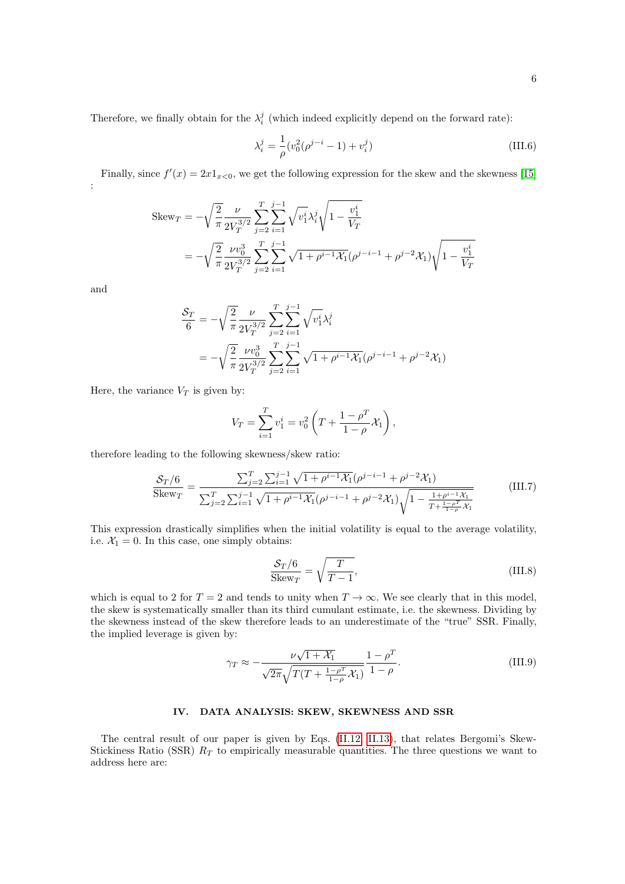Therefore, we finally obtain for the $\lambda_i^j$ (which indeed explicitly depend on the forward rate):

$$\lambda_i^j = \frac{1}{\rho}(v_0^2(\rho^{j-i} - 1) + v_i^j) \tag{III.6}$$

Finally, since $f'(x) = 2x1_{x<0}$, we get the following expression for the skew and the skewness [15] :

$$\begin{aligned}
\text{Skew}_T &= -\sqrt{\frac{2}{\pi}} \frac{\nu}{2V_T^{3/2}} \sum_{j=2}^{T} \sum_{i=1}^{j-1} \sqrt{v_1^i} \lambda_i^j \sqrt{1 - \frac{v_1^i}{V_T}} \\
&= -\sqrt{\frac{2}{\pi}} \frac{\nu v_0^3}{2V_T^{3/2}} \sum_{j=2}^{T} \sum_{i=1}^{j-1} \sqrt{1 + \rho^{i-1}\mathcal{X}_1}(\rho^{j-i-1} + \rho^{j-2}\mathcal{X}_1) \sqrt{1 - \frac{v_1^i}{V_T}}
\end{aligned}$$

and

$$\begin{aligned}
\frac{\mathcal{S}_T}{6} &= -\sqrt{\frac{2}{\pi}} \frac{\nu}{2V_T^{3/2}} \sum_{j=2}^{T} \sum_{i=1}^{j-1} \sqrt{v_1^i} \lambda_i^j \\
&= -\sqrt{\frac{2}{\pi}} \frac{\nu v_0^3}{2V_T^{3/2}} \sum_{j=2}^{T} \sum_{i=1}^{j-1} \sqrt{1 + \rho^{i-1}\mathcal{X}_1}(\rho^{j-i-1} + \rho^{j-2}\mathcal{X}_1)
\end{aligned}$$

Here, the variance $V_T$ is given by:

$$V_T = \sum_{i=1}^{T} v_1^i = v_0^2 \left( T + \frac{1 - \rho^T}{1 - \rho} \mathcal{X}_1 \right),$$

therefore leading to the following skewness/skew ratio:

$$\frac{\mathcal{S}_T/6}{\text{Skew}_T} = \frac{\sum_{j=2}^{T} \sum_{i=1}^{j-1} \sqrt{1 + \rho^{i-1}\mathcal{X}_1}(\rho^{j-i-1} + \rho^{j-2}\mathcal{X}_1)}{\sum_{j=2}^{T} \sum_{i=1}^{j-1} \sqrt{1 + \rho^{i-1}\mathcal{X}_1}(\rho^{j-i-1} + \rho^{j-2}\mathcal{X}_1)\sqrt{1 - \frac{1 + \rho^{i-1}\mathcal{X}_1}{T + \frac{1-\rho^T}{1-\rho}\mathcal{X}_1}}} \tag{III.7}$$

This expression drastically simplifies when the initial volatility is equal to the average volatility, i.e. $\mathcal{X}_1 = 0$. In this case, one simply obtains:

$$\frac{\mathcal{S}_T/6}{\text{Skew}_T} = \sqrt{\frac{T}{T-1}}, \tag{III.8}$$

which is equal to 2 for $T = 2$ and tends to unity when $T \to \infty$. We see clearly that in this model, the skew is systematically smaller than its third cumulant estimate, i.e. the skewness. Dividing by the skewness instead of the skew therefore leads to an underestimate of the "true" SSR. Finally, the implied leverage is given by:

$$\gamma_T \approx -\frac{\nu\sqrt{1 + \mathcal{X}_1}}{\sqrt{2\pi}\sqrt{T(T + \frac{1-\rho^T}{1-\rho}\mathcal{X}_1)}} \frac{1 - \rho^T}{1 - \rho}. \tag{III.9}$$

## IV. DATA ANALYSIS: SKEW, SKEWNESS AND SSR

The central result of our paper is given by Eqs. (II.12, II.13), that relates Bergomi's Skew-Stickiness Ratio (SSR) $R_T$ to empirically measurable quantities. The three questions we want to address here are: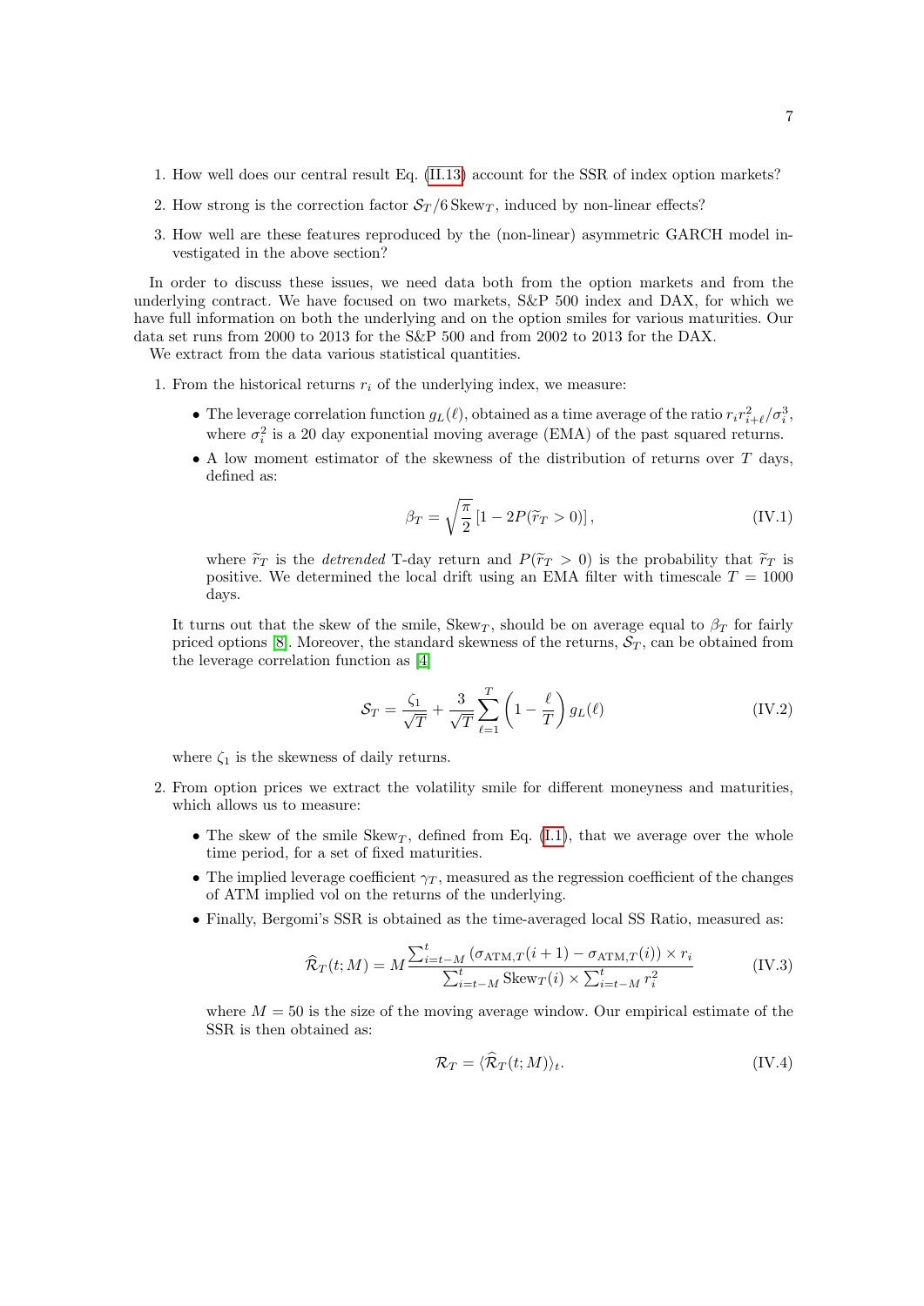1. How well does our central result Eq. (II.13) account for the SSR of index option markets?
2. How strong is the correction factor $\mathcal{S}_T/6\,\mathrm{Skew}_T$, induced by non-linear effects?
3. How well are these features reproduced by the (non-linear) asymmetric GARCH model investigated in the above section?

In order to discuss these issues, we need data both from the option markets and from the underlying contract. We have focused on two markets, S&P 500 index and DAX, for which we have full information on both the underlying and on the option smiles for various maturities. Our data set runs from 2000 to 2013 for the S&P 500 and from 2002 to 2013 for the DAX.

We extract from the data various statistical quantities.

1. From the historical returns $r_i$ of the underlying index, we measure:
   - The leverage correlation function $g_L(\ell)$, obtained as a time average of the ratio $r_i r_{i+\ell}^2/\sigma_i^3$, where $\sigma_i^2$ is a 20 day exponential moving average (EMA) of the past squared returns.
   - A low moment estimator of the skewness of the distribution of returns over $T$ days, defined as:

$$\beta_T = \sqrt{\frac{\pi}{2}}\left[1 - 2P(\widetilde{r}_T > 0)\right], \tag{IV.1}$$

   where $\widetilde{r}_T$ is the *detrended* T-day return and $P(\widetilde{r}_T > 0)$ is the probability that $\widetilde{r}_T$ is positive. We determined the local drift using an EMA filter with timescale $T = 1000$ days.

   It turns out that the skew of the smile, $\mathrm{Skew}_T$, should be on average equal to $\beta_T$ for fairly priced options [8]. Moreover, the standard skewness of the returns, $\mathcal{S}_T$, can be obtained from the leverage correlation function as [4]

$$\mathcal{S}_T = \frac{\zeta_1}{\sqrt{T}} + \frac{3}{\sqrt{T}}\sum_{\ell=1}^{T}\left(1 - \frac{\ell}{T}\right) g_L(\ell) \tag{IV.2}$$

   where $\zeta_1$ is the skewness of daily returns.

2. From option prices we extract the volatility smile for different moneyness and maturities, which allows us to measure:
   - The skew of the smile $\mathrm{Skew}_T$, defined from Eq. (I.1), that we average over the whole time period, for a set of fixed maturities.
   - The implied leverage coefficient $\gamma_T$, measured as the regression coefficient of the changes of ATM implied vol on the returns of the underlying.
   - Finally, Bergomi's SSR is obtained as the time-averaged local SS Ratio, measured as:

$$\widehat{\mathcal{R}}_T(t;M) = M\frac{\sum_{i=t-M}^{t}\left(\sigma_{\mathrm{ATM},T}(i+1) - \sigma_{\mathrm{ATM},T}(i)\right)\times r_i}{\sum_{i=t-M}^{t}\mathrm{Skew}_T(i)\times\sum_{i=t-M}^{t} r_i^2} \tag{IV.3}$$

   where $M = 50$ is the size of the moving average window. Our empirical estimate of the SSR is then obtained as:

$$\mathcal{R}_T = \langle\widehat{\mathcal{R}}_T(t;M)\rangle_t. \tag{IV.4}$$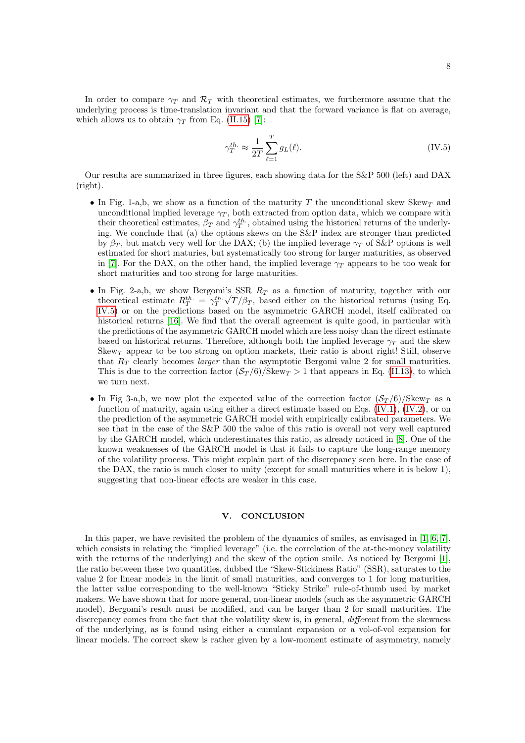In order to compare $\gamma_T$ and $\mathcal{R}_T$ with theoretical estimates, we furthermore assume that the underlying process is time-translation invariant and that the forward variance is flat on average, which allows us to obtain $\gamma_T$ from Eq. (II.15) [7]:

$$\gamma_T^{th.} \approx \frac{1}{2T} \sum_{\ell=1}^{T} g_L(\ell). \tag{IV.5}$$

Our results are summarized in three figures, each showing data for the S&P 500 (left) and DAX (right).

- In Fig. 1-a,b, we show as a function of the maturity $T$ the unconditional skew $\text{Skew}_T$ and unconditional implied leverage $\gamma_T$, both extracted from option data, which we compare with their theoretical estimates, $\beta_T$ and $\gamma_T^{th.}$, obtained using the historical returns of the underlying. We conclude that (a) the options skews on the S&P index are stronger than predicted by $\beta_T$, but match very well for the DAX; (b) the implied leverage $\gamma_T$ of S&P options is well estimated for short maturities, but systematically too strong for larger maturities, as observed in [7]. For the DAX, on the other hand, the implied leverage $\gamma_T$ appears to be too weak for short maturities and too strong for large maturities.
- In Fig. 2-a,b, we show Bergomi's SSR $R_T$ as a function of maturity, together with our theoretical estimate $R_T^{th.} = \gamma_T^{th.}\sqrt{T}/\beta_T$, based either on the historical returns (using Eq. IV.5) or on the predictions based on the asymmetric GARCH model, itself calibrated on historical returns [16]. We find that the overall agreement is quite good, in particular with the predictions of the asymmetric GARCH model which are less noisy than the direct estimate based on historical returns. Therefore, although both the implied leverage $\gamma_T$ and the skew $\text{Skew}_T$ appear to be too strong on option markets, their ratio is about right! Still, observe that $R_T$ clearly becomes *larger* than the asymptotic Bergomi value 2 for small maturities. This is due to the correction factor $(\mathcal{S}_T/6)/\text{Skew}_T > 1$ that appears in Eq. (II.13), to which we turn next.
- In Fig 3-a,b, we now plot the expected value of the correction factor $(\mathcal{S}_T/6)/\text{Skew}_T$ as a function of maturity, again using either a direct estimate based on Eqs. (IV.1), (IV.2), or on the prediction of the asymmetric GARCH model with empirically calibrated parameters. We see that in the case of the S&P 500 the value of this ratio is overall not very well captured by the GARCH model, which underestimates this ratio, as already noticed in [8]. One of the known weaknesses of the GARCH model is that it fails to capture the long-range memory of the volatility process. This might explain part of the discrepancy seen here. In the case of the DAX, the ratio is much closer to unity (except for small maturities where it is below 1), suggesting that non-linear effects are weaker in this case.

## V. CONCLUSION

In this paper, we have revisited the problem of the dynamics of smiles, as envisaged in [1, 6, 7], which consists in relating the "implied leverage" (i.e. the correlation of the at-the-money volatility with the returns of the underlying) and the skew of the option smile. As noticed by Bergomi [1], the ratio between these two quantities, dubbed the "Skew-Stickiness Ratio" (SSR), saturates to the value 2 for linear models in the limit of small maturities, and converges to 1 for long maturities, the latter value corresponding to the well-known "Sticky Strike" rule-of-thumb used by market makers. We have shown that for more general, non-linear models (such as the asymmetric GARCH model), Bergomi's result must be modified, and can be larger than 2 for small maturities. The discrepancy comes from the fact that the volatility skew is, in general, *different* from the skewness of the underlying, as is found using either a cumulant expansion or a vol-of-vol expansion for linear models. The correct skew is rather given by a low-moment estimate of asymmetry, namely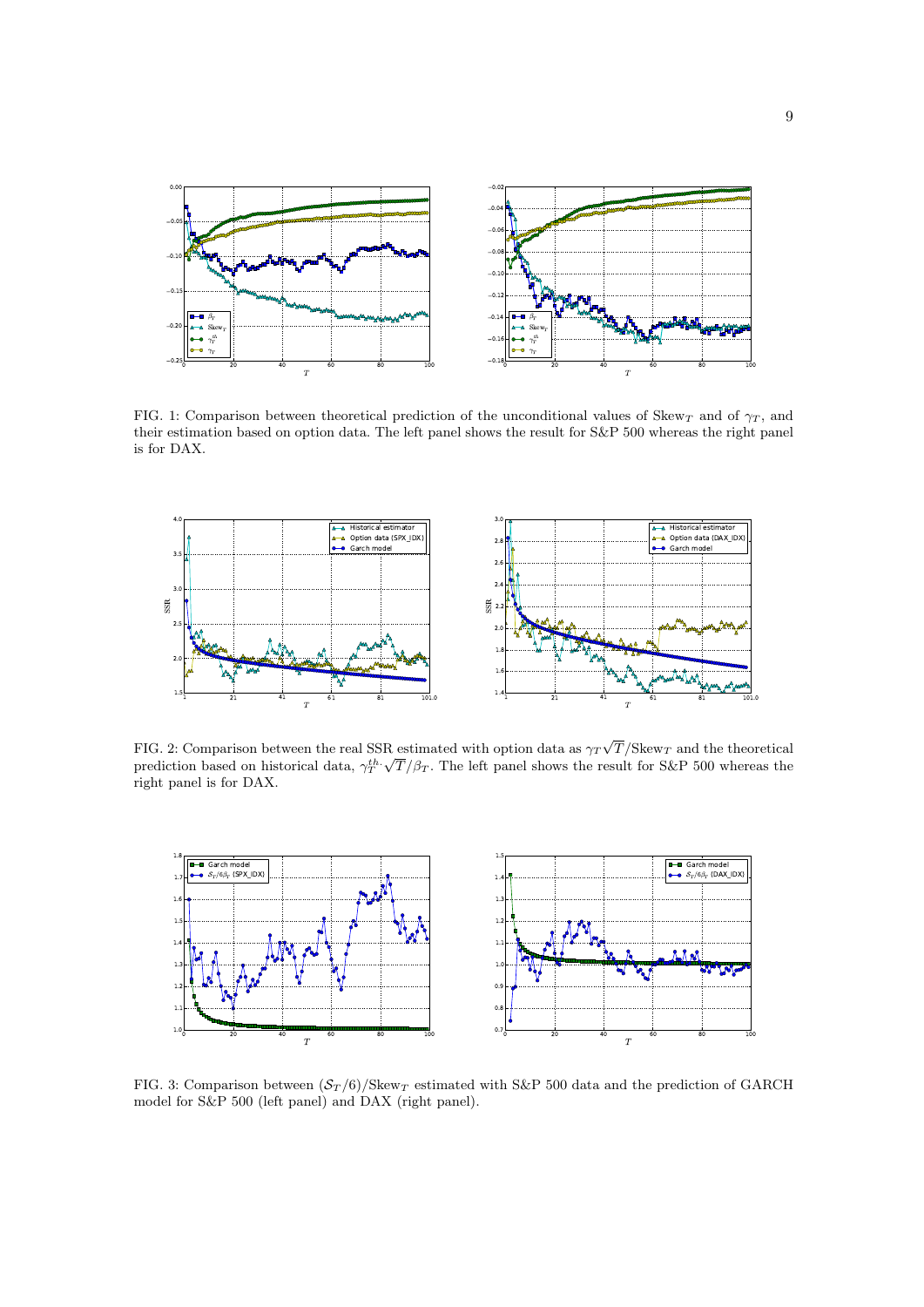FIG. 1: Comparison between theoretical prediction of the unconditional values of $\text{Skew}_T$ and of $\gamma_T$, and their estimation based on option data. The left panel shows the result for S&P 500 whereas the right panel is for DAX.

FIG. 2: Comparison between the real SSR estimated with option data as $\gamma_T\sqrt{T}/\text{Skew}_T$ and the theoretical prediction based on historical data, $\gamma_T^{th.}\sqrt{T}/\beta_T$. The left panel shows the result for S&P 500 whereas the right panel is for DAX.

FIG. 3: Comparison between $(\mathcal{S}_T/6)/\text{Skew}_T$ estimated with S&P 500 data and the prediction of GARCH model for S&P 500 (left panel) and DAX (right panel).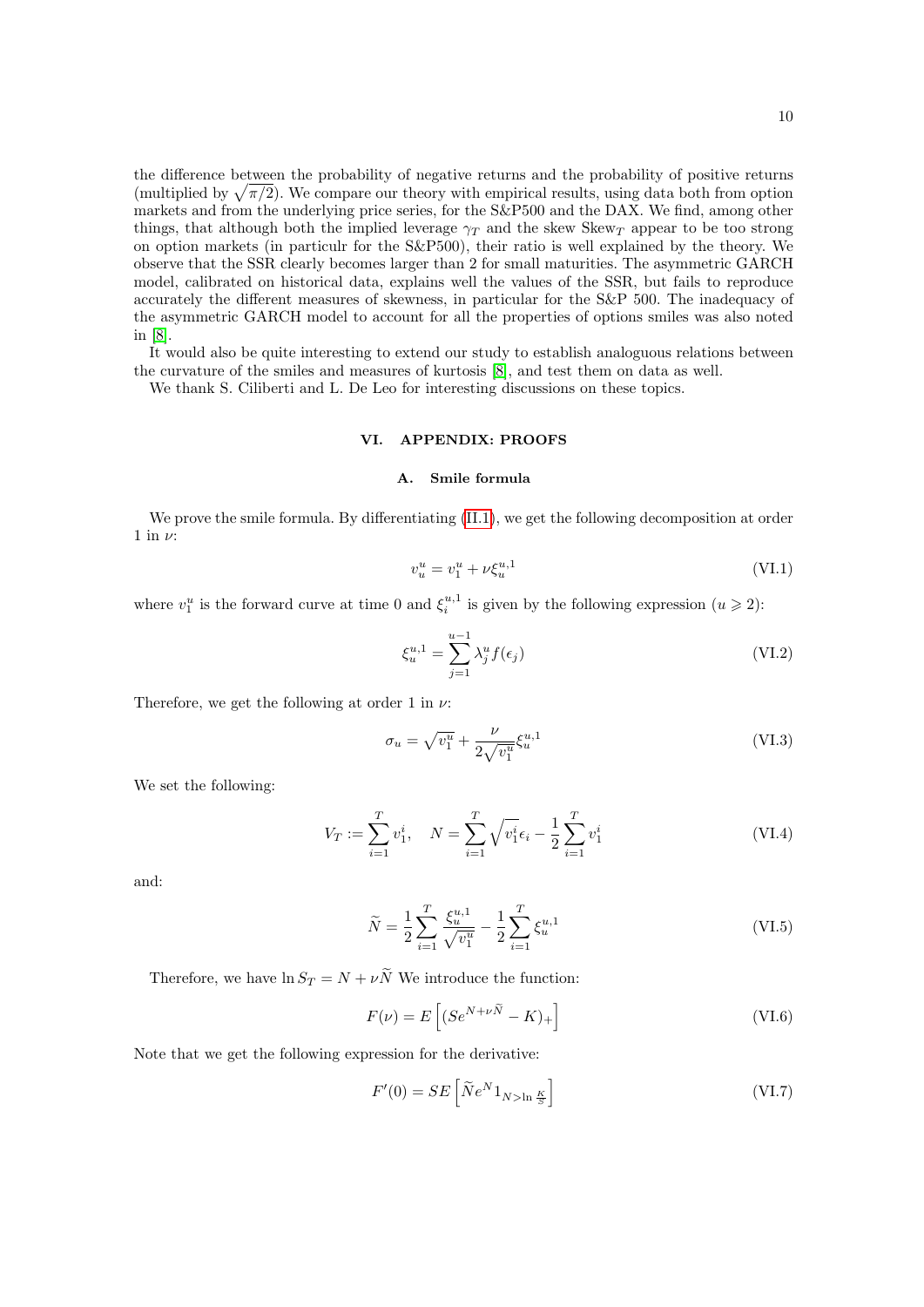the difference between the probability of negative returns and the probability of positive returns (multiplied by $\sqrt{\pi/2}$). We compare our theory with empirical results, using data both from option markets and from the underlying price series, for the S&P500 and the DAX. We find, among other things, that although both the implied leverage $\gamma_T$ and the skew $\text{Skew}_T$ appear to be too strong on option markets (in particulr for the S&P500), their ratio is well explained by the theory. We observe that the SSR clearly becomes larger than 2 for small maturities. The asymmetric GARCH model, calibrated on historical data, explains well the values of the SSR, but fails to reproduce accurately the different measures of skewness, in particular for the S&P 500. The inadequacy of the asymmetric GARCH model to account for all the properties of options smiles was also noted in [8].

It would also be quite interesting to extend our study to establish analoguous relations between the curvature of the smiles and measures of kurtosis [8], and test them on data as well.

We thank S. Ciliberti and L. De Leo for interesting discussions on these topics.

## VI. APPENDIX: PROOFS

### A. Smile formula

We prove the smile formula. By differentiating (II.1), we get the following decomposition at order 1 in $\nu$:

$$v_u^u = v_1^u + \nu \xi_u^{u,1} \tag{VI.1}$$

where $v_1^u$ is the forward curve at time 0 and $\xi_i^{u,1}$ is given by the following expression ($u \geqslant 2$):

$$\xi_u^{u,1} = \sum_{j=1}^{u-1} \lambda_j^u f(\epsilon_j) \tag{VI.2}$$

Therefore, we get the following at order 1 in $\nu$:

$$\sigma_u = \sqrt{v_1^u} + \frac{\nu}{2\sqrt{v_1^u}} \xi_u^{u,1} \tag{VI.3}$$

We set the following:

$$V_T := \sum_{i=1}^{T} v_1^i, \quad N = \sum_{i=1}^{T} \sqrt{v_1^i} \epsilon_i - \frac{1}{2} \sum_{i=1}^{T} v_1^i \tag{VI.4}$$

and:

$$\widetilde{N} = \frac{1}{2} \sum_{i=1}^{T} \frac{\xi_u^{u,1}}{\sqrt{v_1^u}} - \frac{1}{2} \sum_{i=1}^{T} \xi_u^{u,1} \tag{VI.5}$$

Therefore, we have $\ln S_T = N + \nu \widetilde{N}$ We introduce the function:

$$F(\nu) = E\left[(Se^{N+\nu\widetilde{N}} - K)_+\right] \tag{VI.6}$$

Note that we get the following expression for the derivative:

$$F'(0) = SE\left[\widetilde{N} e^N 1_{N > \ln \frac{K}{S}}\right] \tag{VI.7}$$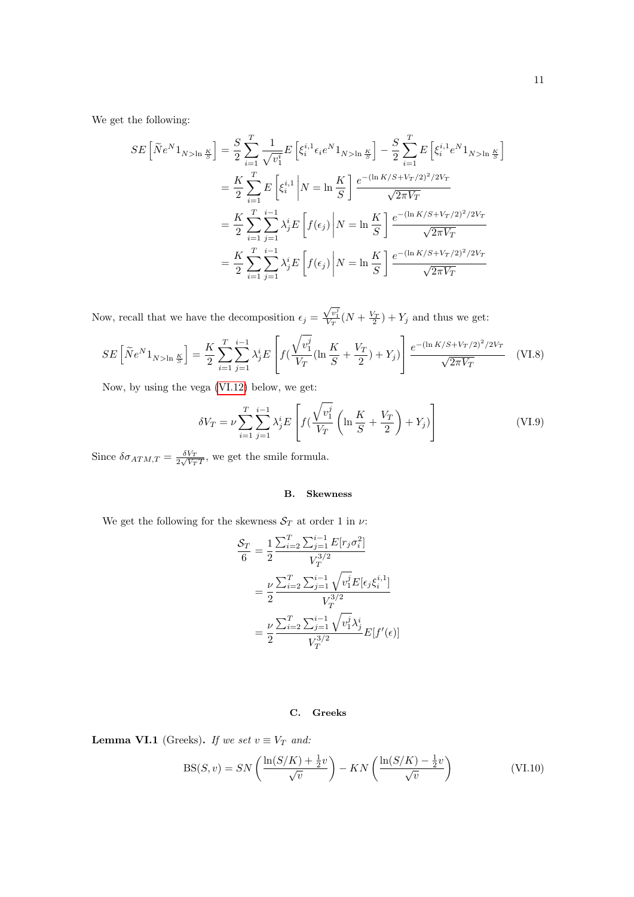We get the following:

$$
\begin{aligned}
SE\left[\widetilde{N}e^N 1_{N>\ln\frac{K}{S}}\right] &= \frac{S}{2}\sum_{i=1}^{T}\frac{1}{\sqrt{v_1^i}}E\left[\xi_i^{i,1}\epsilon_i e^N 1_{N>\ln\frac{K}{S}}\right] - \frac{S}{2}\sum_{i=1}^{T}E\left[\xi_i^{i,1}e^N 1_{N>\ln\frac{K}{S}}\right] \\
&= \frac{K}{2}\sum_{i=1}^{T}E\left[\xi_i^{i,1}\middle| N=\ln\frac{K}{S}\right]\frac{e^{-(\ln K/S+V_T/2)^2/2V_T}}{\sqrt{2\pi V_T}} \\
&= \frac{K}{2}\sum_{i=1}^{T}\sum_{j=1}^{i-1}\lambda_j^i E\left[f(\epsilon_j)\middle| N=\ln\frac{K}{S}\right]\frac{e^{-(\ln K/S+V_T/2)^2/2V_T}}{\sqrt{2\pi V_T}} \\
&= \frac{K}{2}\sum_{i=1}^{T}\sum_{j=1}^{i-1}\lambda_j^i E\left[f(\epsilon_j)\middle| N=\ln\frac{K}{S}\right]\frac{e^{-(\ln K/S+V_T/2)^2/2V_T}}{\sqrt{2\pi V_T}}
\end{aligned}
$$

Now, recall that we have the decomposition $\epsilon_j = \frac{\sqrt{v_1^j}}{V_T}(N+\frac{V_T}{2})+Y_j$ and thus we get:

$$
SE\left[\widetilde{N}e^N 1_{N>\ln\frac{K}{S}}\right] = \frac{K}{2}\sum_{i=1}^{T}\sum_{j=1}^{i-1}\lambda_j^i E\left[f(\frac{\sqrt{v_1^j}}{V_T}(\ln\frac{K}{S}+\frac{V_T}{2})+Y_j)\right]\frac{e^{-(\ln K/S+V_T/2)^2/2V_T}}{\sqrt{2\pi V_T}} \tag{VI.8}
$$

Now, by using the vega (VI.12) below, we get:

$$
\delta V_T = \nu\sum_{i=1}^{T}\sum_{j=1}^{i-1}\lambda_j^i E\left[f(\frac{\sqrt{v_1^j}}{V_T}\left(\ln\frac{K}{S}+\frac{V_T}{2}\right)+Y_j)\right] \tag{VI.9}
$$

Since $\delta\sigma_{ATM,T} = \frac{\delta V_T}{2\sqrt{V_T T}}$, we get the smile formula.

## B. Skewness

We get the following for the skewness $\mathcal{S}_T$ at order 1 in $\nu$:

$$
\begin{aligned}
\frac{\mathcal{S}_T}{6} &= \frac{1}{2}\frac{\sum_{i=2}^{T}\sum_{j=1}^{i-1}E[r_j\sigma_i^2]}{V_T^{3/2}} \\
&= \frac{\nu}{2}\frac{\sum_{i=2}^{T}\sum_{j=1}^{i-1}\sqrt{v_1^j}E[\epsilon_j\xi_i^{i,1}]}{V_T^{3/2}} \\
&= \frac{\nu}{2}\frac{\sum_{i=2}^{T}\sum_{j=1}^{i-1}\sqrt{v_1^j}\lambda_j^i}{V_T^{3/2}}E[f'(\epsilon)]
\end{aligned}
$$

## C. Greeks

**Lemma VI.1** (Greeks). *If we set $v \equiv V_T$ and:*

$$
\mathrm{BS}(S,v) = SN\left(\frac{\ln(S/K)+\frac{1}{2}v}{\sqrt{v}}\right) - KN\left(\frac{\ln(S/K)-\frac{1}{2}v}{\sqrt{v}}\right) \tag{VI.10}
$$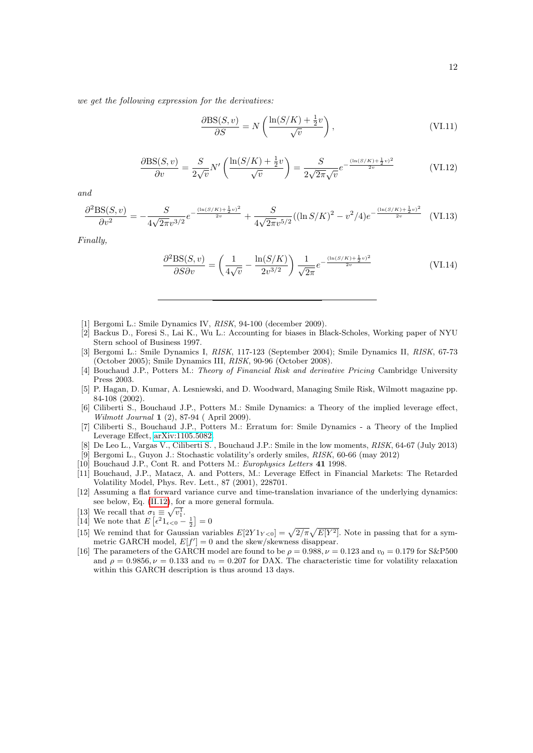*we get the following expression for the derivatives:*

$$\frac{\partial \mathrm{BS}(S,v)}{\partial S} = N\left(\frac{\ln(S/K)+\frac{1}{2}v}{\sqrt{v}}\right), \tag{VI.11}$$

$$\frac{\partial \mathrm{BS}(S,v)}{\partial v} = \frac{S}{2\sqrt{v}}N'\left(\frac{\ln(S/K)+\frac{1}{2}v}{\sqrt{v}}\right) = \frac{S}{2\sqrt{2\pi}\sqrt{v}}e^{-\frac{(\ln(S/K)+\frac{1}{2}v)^2}{2v}} \tag{VI.12}$$

*and*

$$\frac{\partial^2 \mathrm{BS}(S,v)}{\partial v^2} = -\frac{S}{4\sqrt{2\pi}v^{3/2}}e^{-\frac{(\ln(S/K)+\frac{1}{2}v)^2}{2v}} + \frac{S}{4\sqrt{2\pi}v^{5/2}}((\ln S/K)^2 - v^2/4)e^{-\frac{(\ln(S/K)+\frac{1}{2}v)^2}{2v}} \tag{VI.13}$$

*Finally,*

$$\frac{\partial^2 \mathrm{BS}(S,v)}{\partial S \partial v} = \left(\frac{1}{4\sqrt{v}} - \frac{\ln(S/K)}{2v^{3/2}}\right)\frac{1}{\sqrt{2\pi}}e^{-\frac{(\ln(S/K)+\frac{1}{2}v)^2}{2v}} \tag{VI.14}$$

---

[1] Bergomi L.: Smile Dynamics IV, *RISK*, 94-100 (december 2009).

[2] Backus D., Foresi S., Lai K., Wu L.: Accounting for biases in Black-Scholes, Working paper of NYU Stern school of Business 1997.

[3] Bergomi L.: Smile Dynamics I, *RISK*, 117-123 (September 2004); Smile Dynamics II, *RISK*, 67-73 (October 2005); Smile Dynamics III, *RISK*, 90-96 (October 2008).

[4] Bouchaud J.P., Potters M.: *Theory of Financial Risk and derivative Pricing* Cambridge University Press 2003.

[5] P. Hagan, D. Kumar, A. Lesniewski, and D. Woodward, Managing Smile Risk, Wilmott magazine pp. 84-108 (2002).

[6] Ciliberti S., Bouchaud J.P., Potters M.: Smile Dynamics: a Theory of the implied leverage effect, *Wilmott Journal* **1** (2), 87-94 ( April 2009).

[7] Ciliberti S., Bouchaud J.P., Potters M.: Erratum for: Smile Dynamics - a Theory of the Implied Leverage Effect, arXiv:1105.5082.

[8] De Leo L., Vargas V., Ciliberti S. , Bouchaud J.P.: Smile in the low moments, *RISK*, 64-67 (July 2013)

[9] Bergomi L., Guyon J.: Stochastic volatility's orderly smiles, *RISK*, 60-66 (may 2012)

[10] Bouchaud J.P., Cont R. and Potters M.: *Europhysics Letters* **41** 1998.

[11] Bouchaud, J.P., Matacz, A. and Potters, M.: Leverage Effect in Financial Markets: The Retarded Volatility Model, Phys. Rev. Lett., 87 (2001), 228701.

[12] Assuming a flat forward variance curve and time-translation invariance of the underlying dynamics: see below, Eq. (II.12), for a more general formula.

[13] We recall that $\sigma_1 \equiv \sqrt{v_1}$.

[14] We note that $E\left[\epsilon^2 1_{\epsilon<0} - \frac{1}{2}\right] = 0$

[15] We remind that for Gaussian variables $E[2Y 1_{Y<0}] = \sqrt{2/\pi}\sqrt{E[Y^2]}$. Note in passing that for a symmetric GARCH model, $E[f'] = 0$ and the skew/skewness disappear.

[16] The parameters of the GARCH model are found to be $\rho = 0.988, \nu = 0.123$ and $v_0 = 0.179$ for S&P500 and $\rho = 0.9856, \nu = 0.133$ and $v_0 = 0.207$ for DAX. The characteristic time for volatility relaxation within this GARCH description is thus around 13 days.